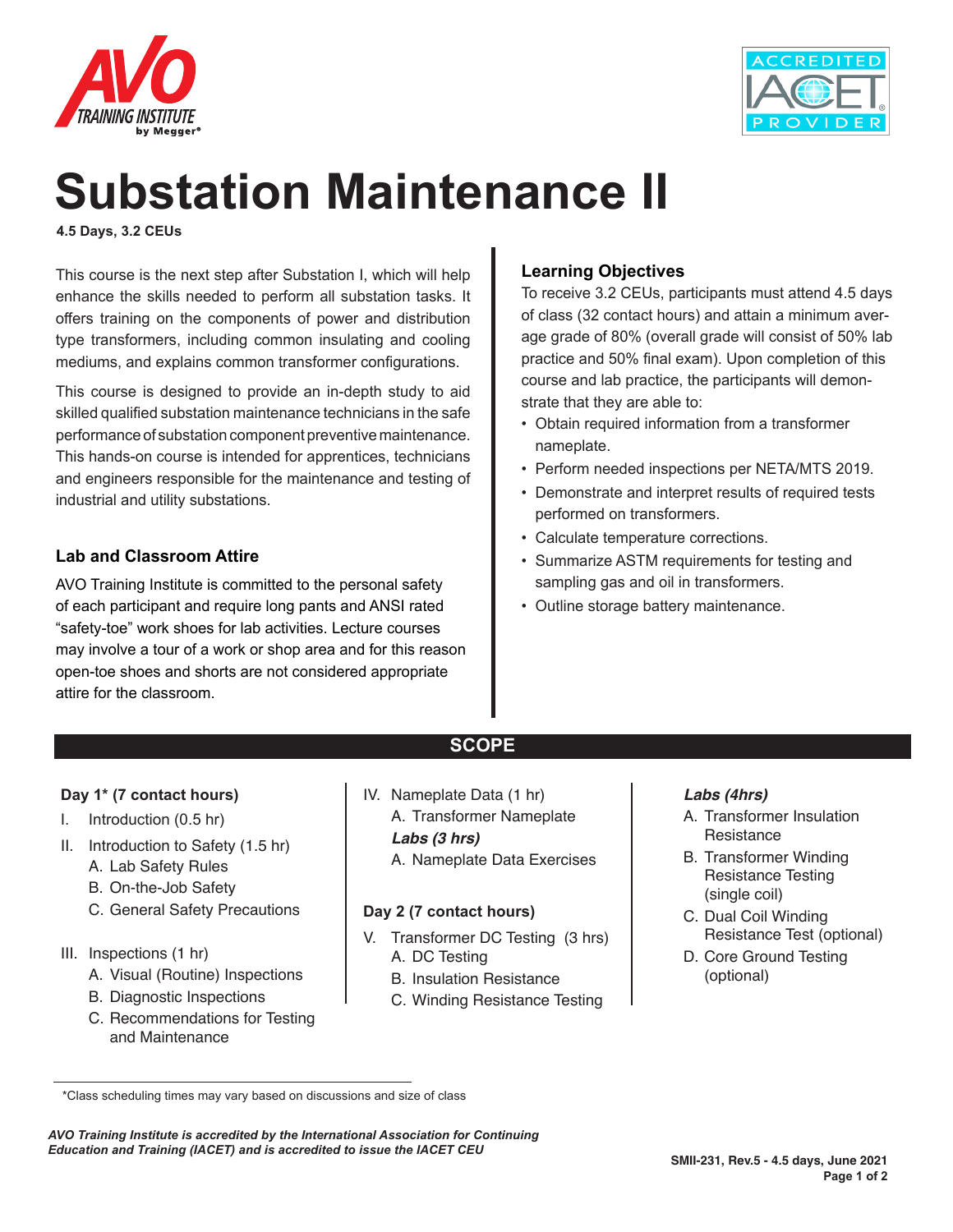# Substation Maintenance II

**4.5 Days, 3.2 CEUs**

This course is the next step after Substation I, which will help enhance the skills needed to perform all substation tasks. It offers training on the components of power and distribution type transformers, including common insulating and cooling mediums, and explains common transformer configurations.

This course is designed to provide an in-depth study to aid skilled qualified substation maintenance technicians in the safe performance of substation component preventive maintenance. This hands-on course is intended for apprentices, technicians and engineers responsible for the maintenance and testing of industrial and utility substations.

### Lab and Classroom Attire

AVO Training Institute is committed to the personal safety of each participant and require long pants and ANSI rated "safety-toe" work shoes for lab activities. Lecture courses may involve a tour of a work or shop area and for this reason open-toe shoes and shorts are not considered appropriate attire for the classroom.

### Learning Objectives

To receive 3.2 CEUs, participants must attend 4.5 days of class (32 contact hours) and attain a minimum average grade of 80% (overall grade will consist of 50% lab practice and 50% final exam). Upon completion of this course and lab practice, the participants will demonstrate that they are able to:

- Obtain required information from a transformer nameplate.
- Perform needed inspections per NETA/MTS 2019.
- Demonstrate and interpret results of required tests performed on transformers.
- Calculate temperature corrections.
- Summarize ASTM requirements for testing and sampling gas and oil in transformers.
- Outline storage battery maintenance.

## SCOPE

**Day 1\* (7 contact hours)**

I. Introduction (0.5 hr)

II. Introduction to Safety (1.5 hr)
   - A. Lab Safety Rules
   - B. On-the-Job Safety
   - C. General Safety Precautions

III. Inspections (1 hr)
   - A. Visual (Routine) Inspections
   - B. Diagnostic Inspections
   - C. Recommendations for Testing and Maintenance

IV. Nameplate Data (1 hr)
   - A. Transformer Nameplate

   ***Labs (3 hrs)***
   - A. Nameplate Data Exercises

**Day 2 (7 contact hours)**

V. Transformer DC Testing (3 hrs)
   - A. DC Testing
   - B. Insulation Resistance
   - C. Winding Resistance Testing

***Labs (4hrs)***
- A. Transformer Insulation Resistance
- B. Transformer Winding Resistance Testing (single coil)
- C. Dual Coil Winding Resistance Test (optional)
- D. Core Ground Testing (optional)

\*Class scheduling times may vary based on discussions and size of class

***AVO Training Institute is accredited by the International Association for Continuing Education and Training (IACET) and is accredited to issue the IACET CEU***

**SMII-231, Rev.5 - 4.5 days, June 2021**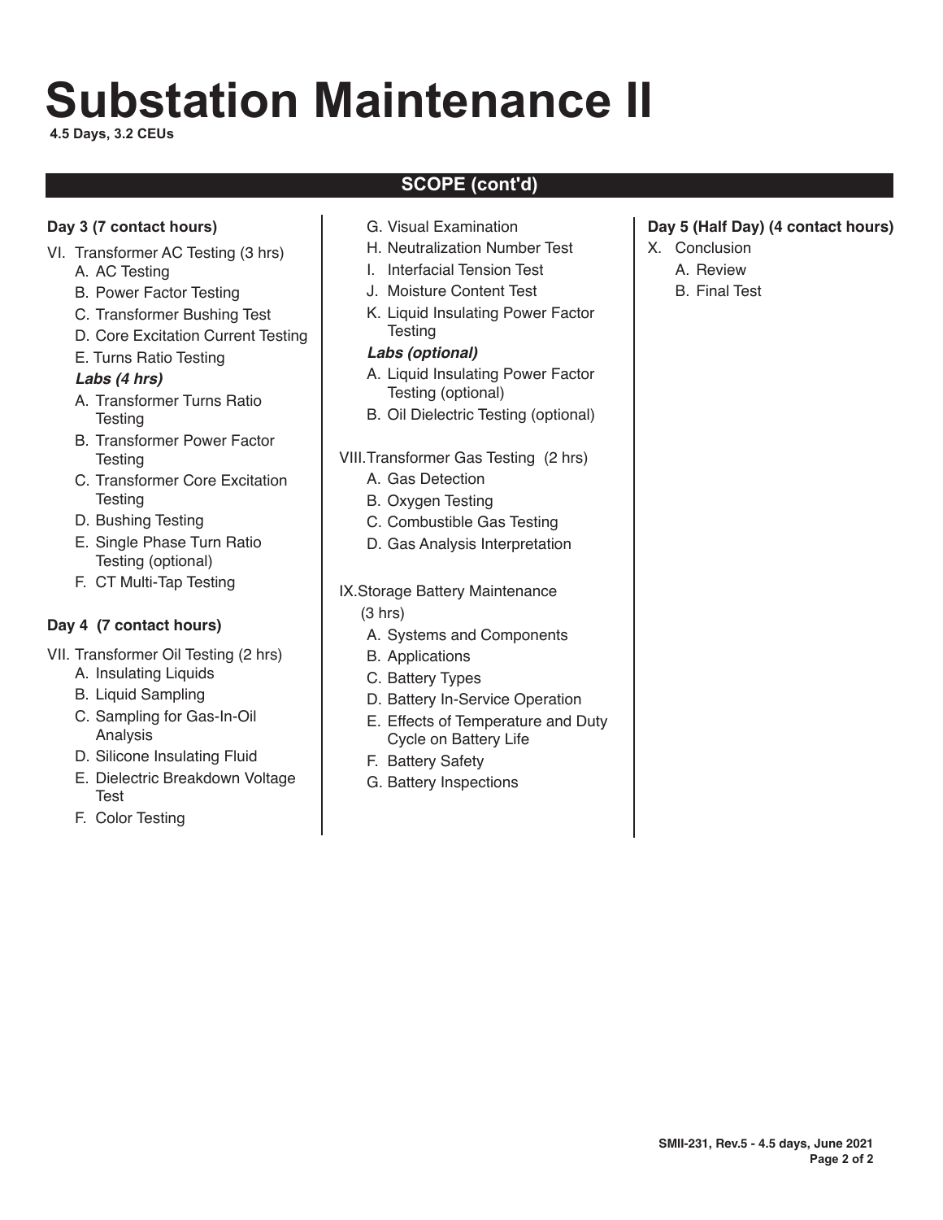# Substation Maintenance II

**4.5 Days, 3.2 CEUs**

## SCOPE (cont'd)

**Day 3 (7 contact hours)**

VI. Transformer AC Testing (3 hrs)

- A. AC Testing
- B. Power Factor Testing
- C. Transformer Bushing Test
- D. Core Excitation Current Testing
- E. Turns Ratio Testing

***Labs (4 hrs)***

- A. Transformer Turns Ratio Testing
- B. Transformer Power Factor Testing
- C. Transformer Core Excitation Testing
- D. Bushing Testing
- E. Single Phase Turn Ratio Testing (optional)
- F. CT Multi-Tap Testing

**Day 4 (7 contact hours)**

VII. Transformer Oil Testing (2 hrs)

- A. Insulating Liquids
- B. Liquid Sampling
- C. Sampling for Gas-In-Oil Analysis
- D. Silicone Insulating Fluid
- E. Dielectric Breakdown Voltage Test
- F. Color Testing
- G. Visual Examination
- H. Neutralization Number Test
- I. Interfacial Tension Test
- J. Moisture Content Test
- K. Liquid Insulating Power Factor Testing

***Labs (optional)***

- A. Liquid Insulating Power Factor Testing (optional)
- B. Oil Dielectric Testing (optional)

VIII. Transformer Gas Testing (2 hrs)

- A. Gas Detection
- B. Oxygen Testing
- C. Combustible Gas Testing
- D. Gas Analysis Interpretation

IX. Storage Battery Maintenance (3 hrs)

- A. Systems and Components
- B. Applications
- C. Battery Types
- D. Battery In-Service Operation
- E. Effects of Temperature and Duty Cycle on Battery Life
- F. Battery Safety
- G. Battery Inspections

**Day 5 (Half Day) (4 contact hours)**

X. Conclusion

- A. Review
- B. Final Test

SMII-231, Rev.5 - 4.5 days, June 2021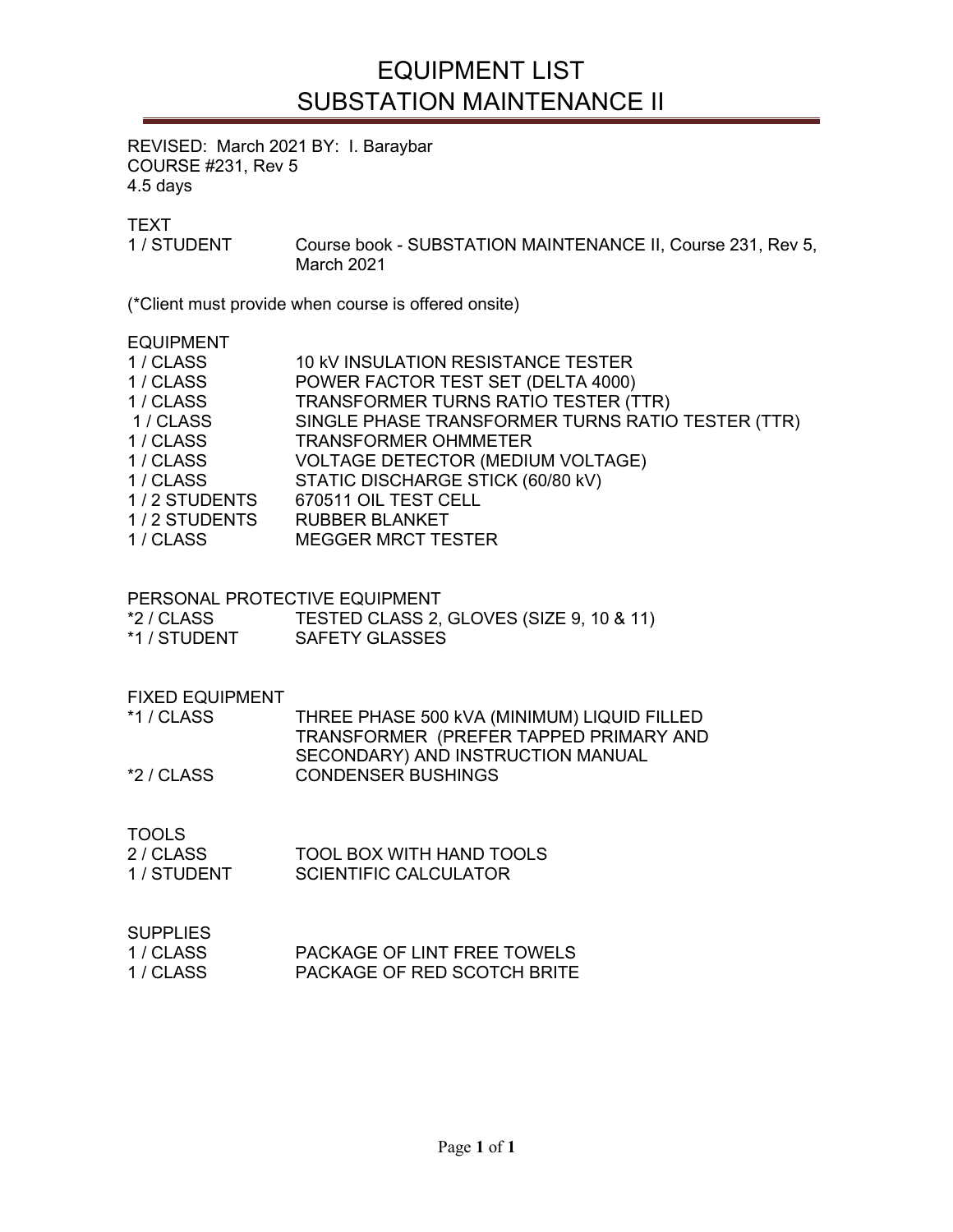# EQUIPMENT LIST
# SUBSTATION MAINTENANCE II

REVISED: March 2021 BY: I. Baraybar
COURSE #231, Rev 5
4.5 days

TEXT

| | |
|---|---|
| 1 / STUDENT | Course book - SUBSTATION MAINTENANCE II, Course 231, Rev 5, March 2021 |

(*Client must provide when course is offered onsite)

EQUIPMENT

| | |
|---|---|
| 1 / CLASS | 10 kV INSULATION RESISTANCE TESTER |
| 1 / CLASS | POWER FACTOR TEST SET (DELTA 4000) |
| 1 / CLASS | TRANSFORMER TURNS RATIO TESTER (TTR) |
| 1 / CLASS | SINGLE PHASE TRANSFORMER TURNS RATIO TESTER (TTR) |
| 1 / CLASS | TRANSFORMER OHMMETER |
| 1 / CLASS | VOLTAGE DETECTOR (MEDIUM VOLTAGE) |
| 1 / CLASS | STATIC DISCHARGE STICK (60/80 kV) |
| 1 / 2 STUDENTS | 670511 OIL TEST CELL |
| 1 / 2 STUDENTS | RUBBER BLANKET |
| 1 / CLASS | MEGGER MRCT TESTER |

PERSONAL PROTECTIVE EQUIPMENT

| | |
|---|---|
| *2 / CLASS | TESTED CLASS 2, GLOVES (SIZE 9, 10 & 11) |
| *1 / STUDENT | SAFETY GLASSES |

FIXED EQUIPMENT

| | |
|---|---|
| *1 / CLASS | THREE PHASE 500 kVA (MINIMUM) LIQUID FILLED TRANSFORMER (PREFER TAPPED PRIMARY AND SECONDARY) AND INSTRUCTION MANUAL |
| *2 / CLASS | CONDENSER BUSHINGS |

TOOLS

| | |
|---|---|
| 2 / CLASS | TOOL BOX WITH HAND TOOLS |
| 1 / STUDENT | SCIENTIFIC CALCULATOR |

SUPPLIES

| | |
|---|---|
| 1 / CLASS | PACKAGE OF LINT FREE TOWELS |
| 1 / CLASS | PACKAGE OF RED SCOTCH BRITE |